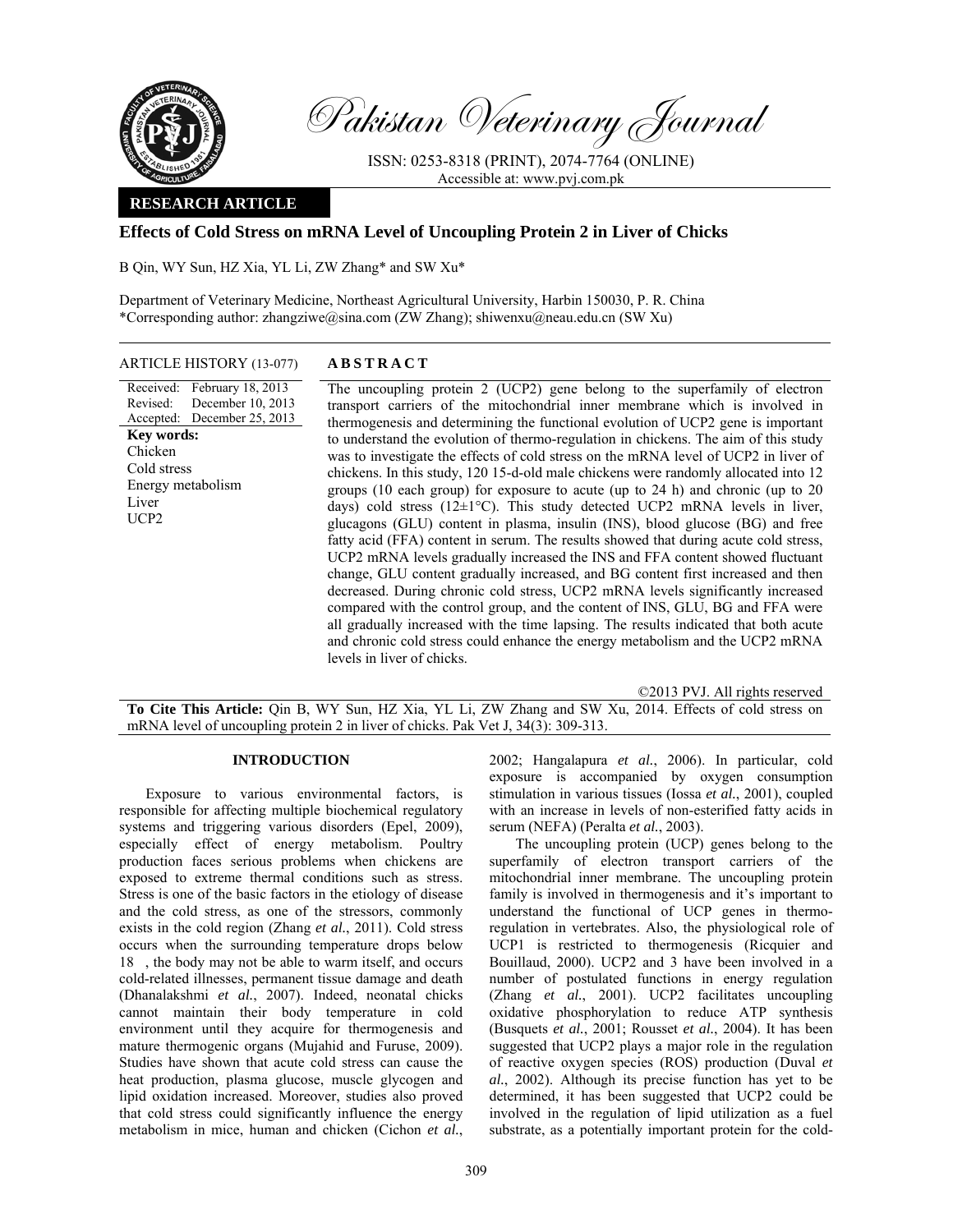# Pakistan Veterinary Journal

ISSN: 0253-8318 (PRINT), 2074-7764 (ONLINE)
Accessible at: www.pvj.com.pk

**RESEARCH ARTICLE**

## Effects of Cold Stress on mRNA Level of Uncoupling Protein 2 in Liver of Chicks

B Qin, WY Sun, HZ Xia, YL Li, ZW Zhang* and SW Xu*

Department of Veterinary Medicine, Northeast Agricultural University, Harbin 150030, P. R. China
*Corresponding author: zhangziwe@sina.com (ZW Zhang); shiwenxu@neau.edu.cn (SW Xu)

**ARTICLE HISTORY** (13-077)

Received: February 18, 2013
Revised: December 10, 2013
Accepted: December 25, 2013

**Key words:**
Chicken
Cold stress
Energy metabolism
Liver
UCP2

**ABSTRACT**

The uncoupling protein 2 (UCP2) gene belong to the superfamily of electron transport carriers of the mitochondrial inner membrane which is involved in thermogenesis and determining the functional evolution of UCP2 gene is important to understand the evolution of thermo-regulation in chickens. The aim of this study was to investigate the effects of cold stress on the mRNA level of UCP2 in liver of chickens. In this study, 120 15-d-old male chickens were randomly allocated into 12 groups (10 each group) for exposure to acute (up to 24 h) and chronic (up to 20 days) cold stress (12±1°C). This study detected UCP2 mRNA levels in liver, glucagons (GLU) content in plasma, insulin (INS), blood glucose (BG) and free fatty acid (FFA) content in serum. The results showed that during acute cold stress, UCP2 mRNA levels gradually increased the INS and FFA content showed fluctuant change, GLU content gradually increased, and BG content first increased and then decreased. During chronic cold stress, UCP2 mRNA levels significantly increased compared with the control group, and the content of INS, GLU, BG and FFA were all gradually increased with the time lapsing. The results indicated that both acute and chronic cold stress could enhance the energy metabolism and the UCP2 mRNA levels in liver of chicks.

©2013 PVJ. All rights reserved

**To Cite This Article:** Qin B, WY Sun, HZ Xia, YL Li, ZW Zhang and SW Xu, 2014. Effects of cold stress on mRNA level of uncoupling protein 2 in liver of chicks. Pak Vet J, 34(3): 309-313.

## INTRODUCTION

Exposure to various environmental factors, is responsible for affecting multiple biochemical regulatory systems and triggering various disorders (Epel, 2009), especially effect of energy metabolism. Poultry production faces serious problems when chickens are exposed to extreme thermal conditions such as stress. Stress is one of the basic factors in the etiology of disease and the cold stress, as one of the stressors, commonly exists in the cold region (Zhang *et al.*, 2011). Cold stress occurs when the surrounding temperature drops below 18 , the body may not be able to warm itself, and occurs cold-related illnesses, permanent tissue damage and death (Dhanalakshmi *et al.*, 2007). Indeed, neonatal chicks cannot maintain their body temperature in cold environment until they acquire for thermogenesis and mature thermogenic organs (Mujahid and Furuse, 2009). Studies have shown that acute cold stress can cause the heat production, plasma glucose, muscle glycogen and lipid oxidation increased. Moreover, studies also proved that cold stress could significantly influence the energy metabolism in mice, human and chicken (Cichon *et al.*, 2002; Hangalapura *et al.*, 2006). In particular, cold exposure is accompanied by oxygen consumption stimulation in various tissues (Iossa *et al.*, 2001), coupled with an increase in levels of non-esterified fatty acids in serum (NEFA) (Peralta *et al.*, 2003).

The uncoupling protein (UCP) genes belong to the superfamily of electron transport carriers of the mitochondrial inner membrane. The uncoupling protein family is involved in thermogenesis and it's important to understand the functional of UCP genes in thermo-regulation in vertebrates. Also, the physiological role of UCP1 is restricted to thermogenesis (Ricquier and Bouillaud, 2000). UCP2 and 3 have been involved in a number of postulated functions in energy regulation (Zhang *et al.*, 2001). UCP2 facilitates uncoupling oxidative phosphorylation to reduce ATP synthesis (Busquets *et al.*, 2001; Rousset *et al.*, 2004). It has been suggested that UCP2 plays a major role in the regulation of reactive oxygen species (ROS) production (Duval *et al.*, 2002). Although its precise function has yet to be determined, it has been suggested that UCP2 could be involved in the regulation of lipid utilization as a fuel substrate, as a potentially important protein for the cold-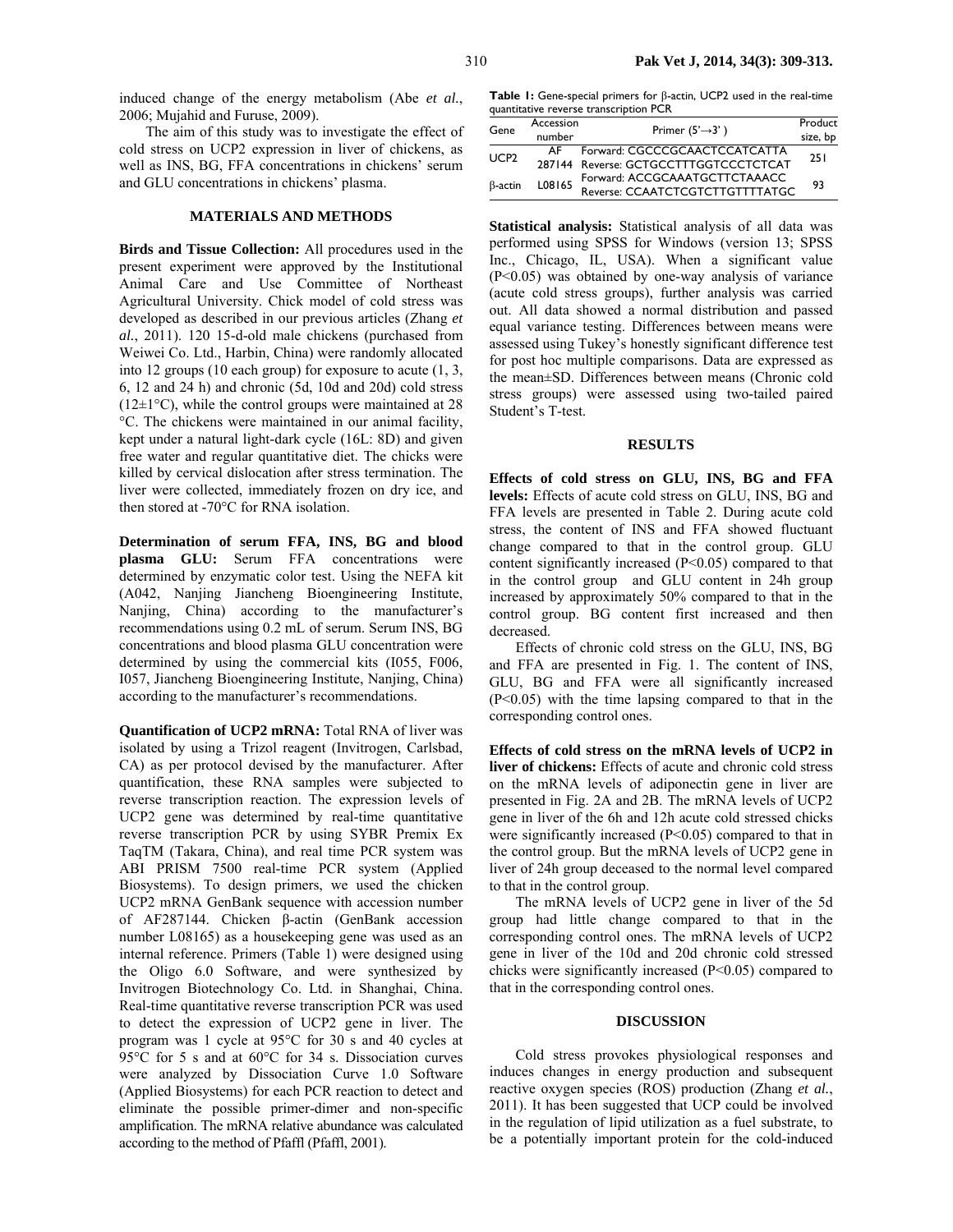induced change of the energy metabolism (Abe *et al.*, 2006; Mujahid and Furuse, 2009).

The aim of this study was to investigate the effect of cold stress on UCP2 expression in liver of chickens, as well as INS, BG, FFA concentrations in chickens' serum and GLU concentrations in chickens' plasma.

## MATERIALS AND METHODS

**Birds and Tissue Collection:** All procedures used in the present experiment were approved by the Institutional Animal Care and Use Committee of Northeast Agricultural University. Chick model of cold stress was developed as described in our previous articles (Zhang *et al.*, 2011). 120 15-d-old male chickens (purchased from Weiwei Co. Ltd., Harbin, China) were randomly allocated into 12 groups (10 each group) for exposure to acute (1, 3, 6, 12 and 24 h) and chronic (5d, 10d and 20d) cold stress (12±1°C), while the control groups were maintained at 28 °C. The chickens were maintained in our animal facility, kept under a natural light-dark cycle (16L: 8D) and given free water and regular quantitative diet. The chicks were killed by cervical dislocation after stress termination. The liver were collected, immediately frozen on dry ice, and then stored at -70°C for RNA isolation.

**Determination of serum FFA, INS, BG and blood plasma GLU:** Serum FFA concentrations were determined by enzymatic color test. Using the NEFA kit (A042, Nanjing Jiancheng Bioengineering Institute, Nanjing, China) according to the manufacturer's recommendations using 0.2 mL of serum. Serum INS, BG concentrations and blood plasma GLU concentration were determined by using the commercial kits (I055, F006, I057, Jiancheng Bioengineering Institute, Nanjing, China) according to the manufacturer's recommendations.

**Quantification of UCP2 mRNA:** Total RNA of liver was isolated by using a Trizol reagent (Invitrogen, Carlsbad, CA) as per protocol devised by the manufacturer. After quantification, these RNA samples were subjected to reverse transcription reaction. The expression levels of UCP2 gene was determined by real-time quantitative reverse transcription PCR by using SYBR Premix Ex TaqTM (Takara, China), and real time PCR system was ABI PRISM 7500 real-time PCR system (Applied Biosystems). To design primers, we used the chicken UCP2 mRNA GenBank sequence with accession number of AF287144. Chicken β-actin (GenBank accession number L08165) as a housekeeping gene was used as an internal reference. Primers (Table 1) were designed using the Oligo 6.0 Software, and were synthesized by Invitrogen Biotechnology Co. Ltd. in Shanghai, China. Real-time quantitative reverse transcription PCR was used to detect the expression of UCP2 gene in liver. The program was 1 cycle at 95°C for 30 s and 40 cycles at 95°C for 5 s and at 60°C for 34 s. Dissociation curves were analyzed by Dissociation Curve 1.0 Software (Applied Biosystems) for each PCR reaction to detect and eliminate the possible primer-dimer and non-specific amplification. The mRNA relative abundance was calculated according to the method of Pfaffl (Pfaffl, 2001).

**Table 1:** Gene-special primers for β-actin, UCP2 used in the real-time quantitative reverse transcription PCR

| Gene | Accession number | Primer (5'→3') | Product size, bp |
|---|---|---|---|
| UCP2 | AF 287144 | Forward: CGCCCGCAACTCCATCATTA<br>Reverse: GCTGCCTTTGGTCCCTCTCAT | 251 |
| β-actin | L08165 | Forward: ACCGCAAATGCTTCTAAACC<br>Reverse: CCAATCTCGTCTTGTTTTATGC | 93 |

**Statistical analysis:** Statistical analysis of all data was performed using SPSS for Windows (version 13; SPSS Inc., Chicago, IL, USA). When a significant value ($P<0.05$) was obtained by one-way analysis of variance (acute cold stress groups), further analysis was carried out. All data showed a normal distribution and passed equal variance testing. Differences between means were assessed using Tukey's honestly significant difference test for post hoc multiple comparisons. Data are expressed as the mean±SD. Differences between means (Chronic cold stress groups) were assessed using two-tailed paired Student's T-test.

## RESULTS

**Effects of cold stress on GLU, INS, BG and FFA levels:** Effects of acute cold stress on GLU, INS, BG and FFA levels are presented in Table 2. During acute cold stress, the content of INS and FFA showed fluctuant change compared to that in the control group. GLU content significantly increased ($P<0.05$) compared to that in the control group and GLU content in 24h group increased by approximately 50% compared to that in the control group. BG content first increased and then decreased.

Effects of chronic cold stress on the GLU, INS, BG and FFA are presented in Fig. 1. The content of INS, GLU, BG and FFA were all significantly increased ($P<0.05$) with the time lapsing compared to that in the corresponding control ones.

**Effects of cold stress on the mRNA levels of UCP2 in liver of chickens:** Effects of acute and chronic cold stress on the mRNA levels of adiponectin gene in liver are presented in Fig. 2A and 2B. The mRNA levels of UCP2 gene in liver of the 6h and 12h acute cold stressed chicks were significantly increased ($P<0.05$) compared to that in the control group. But the mRNA levels of UCP2 gene in liver of 24h group deceased to the normal level compared to that in the control group.

The mRNA levels of UCP2 gene in liver of the 5d group had little change compared to that in the corresponding control ones. The mRNA levels of UCP2 gene in liver of the 10d and 20d chronic cold stressed chicks were significantly increased ($P<0.05$) compared to that in the corresponding control ones.

## DISCUSSION

Cold stress provokes physiological responses and induces changes in energy production and subsequent reactive oxygen species (ROS) production (Zhang *et al.*, 2011). It has been suggested that UCP could be involved in the regulation of lipid utilization as a fuel substrate, to be a potentially important protein for the cold-induced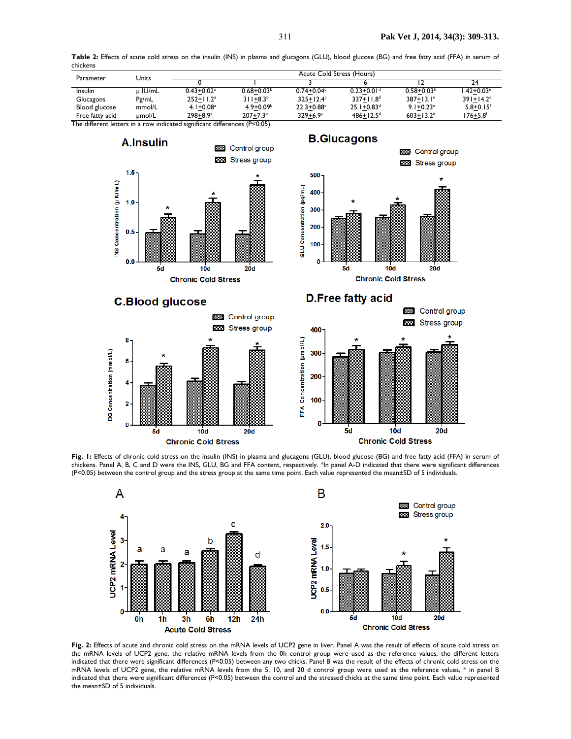**Table 2:** Effects of acute cold stress on the insulin (INS) in plasma and glucagons (GLU), blood glucose (BG) and free fatty acid (FFA) in serum of chickens

| Parameter | Units | Acute Cold Stress (Hours) | | | | | |
|---|---|---|---|---|---|---|---|
| | | 0 | 1 | 3 | 6 | 12 | 24 |
| Insulin | μ IU/mL | 0.43±0.02[a] | 0.68±0.03[b] | 0.74±0.04[c] | 0.23±0.01[d] | 0.58±0.03[b] | 1.42±0.03[e] |
| Glucagons | Pg/mL | 252±11.2[a] | 311±8.3[b] | 325±12.4[c] | 337±11.8[d] | 387±13.1[e] | 391±14.2[e] |
| Blood glucose | mmol/L | 4.1±0.08[a] | 4.9±0.09[b] | 22.3±0.88[c] | 25.1±0.83[d] | 9.1±0.23[e] | 5.8±0.15[f] |
| Free fatty acid | μmol/L | 298±8.9[a] | 207±7.3[b] | 329±6.9[c] | 486±12.5[d] | 603±13.2[e] | 176±5.8[f] |

The different letters in a row indicated significant differences (P<0.05).

**Fig. 1:** Effects of chronic cold stress on the insulin (INS) in plasma and glucagons (GLU), blood glucose (BG) and free fatty acid (FFA) in serum of chickens. Panel A, B, C and D were the INS, GLU, BG and FFA content, respectively. *In panel A-D indicated that there were significant differences (P<0.05) between the control group and the stress group at the same time point. Each value represented the mean±SD of 5 individuals.

**Fig. 2:** Effects of acute and chronic cold stress on the mRNA levels of UCP2 gene in liver. Panel A was the result of effects of acute cold stress on the mRNA levels of UCP2 gene, the relative mRNA levels from the 0h control group were used as the reference values, the different letters indicated that there were significant differences (P<0.05) between any two chicks. Panel B was the result of the effects of chronic cold stress on the mRNA levels of UCP2 gene, the relative mRNA levels from the 5, 10, and 20 d control group were used as the reference values, * in panel B indicated that there were significant differences (P<0.05) between the control and the stressed chicks at the same time point. Each value represented the mean±SD of 5 individuals.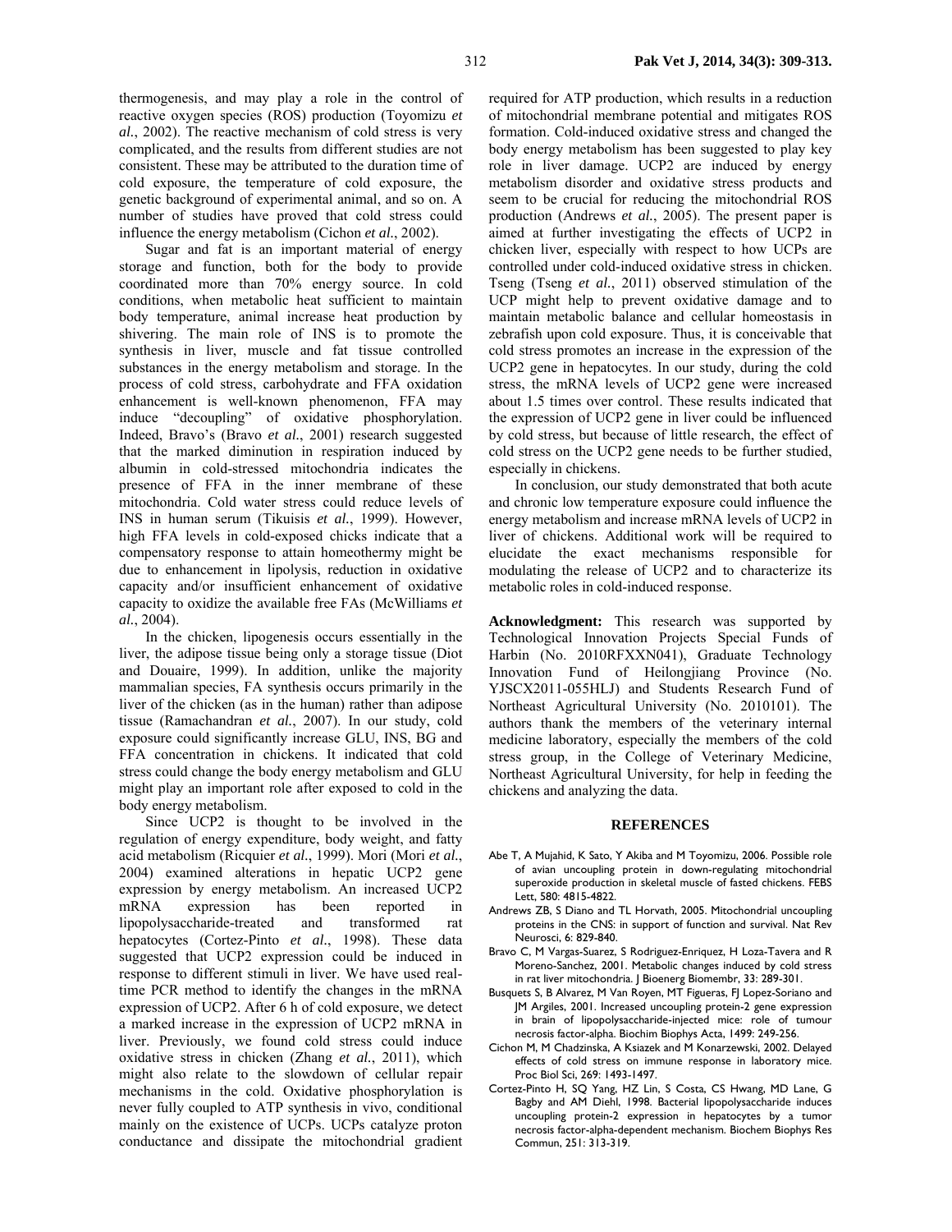thermogenesis, and may play a role in the control of reactive oxygen species (ROS) production (Toyomizu *et al.*, 2002). The reactive mechanism of cold stress is very complicated, and the results from different studies are not consistent. These may be attributed to the duration time of cold exposure, the temperature of cold exposure, the genetic background of experimental animal, and so on. A number of studies have proved that cold stress could influence the energy metabolism (Cichon *et al.*, 2002).

Sugar and fat is an important material of energy storage and function, both for the body to provide coordinated more than 70% energy source. In cold conditions, when metabolic heat sufficient to maintain body temperature, animal increase heat production by shivering. The main role of INS is to promote the synthesis in liver, muscle and fat tissue controlled substances in the energy metabolism and storage. In the process of cold stress, carbohydrate and FFA oxidation enhancement is well-known phenomenon, FFA may induce "decoupling" of oxidative phosphorylation. Indeed, Bravo's (Bravo *et al.*, 2001) research suggested that the marked diminution in respiration induced by albumin in cold-stressed mitochondria indicates the presence of FFA in the inner membrane of these mitochondria. Cold water stress could reduce levels of INS in human serum (Tikuisis *et al.*, 1999). However, high FFA levels in cold-exposed chicks indicate that a compensatory response to attain homeothermy might be due to enhancement in lipolysis, reduction in oxidative capacity and/or insufficient enhancement of oxidative capacity to oxidize the available free FAs (McWilliams *et al.*, 2004).

In the chicken, lipogenesis occurs essentially in the liver, the adipose tissue being only a storage tissue (Diot and Douaire, 1999). In addition, unlike the majority mammalian species, FA synthesis occurs primarily in the liver of the chicken (as in the human) rather than adipose tissue (Ramachandran *et al.*, 2007). In our study, cold exposure could significantly increase GLU, INS, BG and FFA concentration in chickens. It indicated that cold stress could change the body energy metabolism and GLU might play an important role after exposed to cold in the body energy metabolism.

Since UCP2 is thought to be involved in the regulation of energy expenditure, body weight, and fatty acid metabolism (Ricquier *et al.*, 1999). Mori (Mori *et al.*, 2004) examined alterations in hepatic UCP2 gene expression by energy metabolism. An increased UCP2 mRNA expression has been reported in lipopolysaccharide-treated and transformed rat hepatocytes (Cortez-Pinto *et al.*, 1998). These data suggested that UCP2 expression could be induced in response to different stimuli in liver. We have used real-time PCR method to identify the changes in the mRNA expression of UCP2. After 6 h of cold exposure, we detect a marked increase in the expression of UCP2 mRNA in liver. Previously, we found cold stress could induce oxidative stress in chicken (Zhang *et al.*, 2011), which might also relate to the slowdown of cellular repair mechanisms in the cold. Oxidative phosphorylation is never fully coupled to ATP synthesis in vivo, conditional mainly on the existence of UCPs. UCPs catalyze proton conductance and dissipate the mitochondrial gradient required for ATP production, which results in a reduction of mitochondrial membrane potential and mitigates ROS formation. Cold-induced oxidative stress and changed the body energy metabolism has been suggested to play key role in liver damage. UCP2 are induced by energy metabolism disorder and oxidative stress products and seem to be crucial for reducing the mitochondrial ROS production (Andrews *et al.*, 2005). The present paper is aimed at further investigating the effects of UCP2 in chicken liver, especially with respect to how UCPs are controlled under cold-induced oxidative stress in chicken. Tseng (Tseng *et al.*, 2011) observed stimulation of the UCP might help to prevent oxidative damage and to maintain metabolic balance and cellular homeostasis in zebrafish upon cold exposure. Thus, it is conceivable that cold stress promotes an increase in the expression of the UCP2 gene in hepatocytes. In our study, during the cold stress, the mRNA levels of UCP2 gene were increased about 1.5 times over control. These results indicated that the expression of UCP2 gene in liver could be influenced by cold stress, but because of little research, the effect of cold stress on the UCP2 gene needs to be further studied, especially in chickens.

In conclusion, our study demonstrated that both acute and chronic low temperature exposure could influence the energy metabolism and increase mRNA levels of UCP2 in liver of chickens. Additional work will be required to elucidate the exact mechanisms responsible for modulating the release of UCP2 and to characterize its metabolic roles in cold-induced response.

**Acknowledgment:** This research was supported by Technological Innovation Projects Special Funds of Harbin (No. 2010RFXXN041), Graduate Technology Innovation Fund of Heilongjiang Province (No. YJSCX2011-055HLJ) and Students Research Fund of Northeast Agricultural University (No. 2010101). The authors thank the members of the veterinary internal medicine laboratory, especially the members of the cold stress group, in the College of Veterinary Medicine, Northeast Agricultural University, for help in feeding the chickens and analyzing the data.

## REFERENCES

Abe T, A Mujahid, K Sato, Y Akiba and M Toyomizu, 2006. Possible role of avian uncoupling protein in down-regulating mitochondrial superoxide production in skeletal muscle of fasted chickens. FEBS Lett, 580: 4815-4822.

Andrews ZB, S Diano and TL Horvath, 2005. Mitochondrial uncoupling proteins in the CNS: in support of function and survival. Nat Rev Neurosci, 6: 829-840.

Bravo C, M Vargas-Suarez, S Rodriguez-Enriquez, H Loza-Tavera and R Moreno-Sanchez, 2001. Metabolic changes induced by cold stress in rat liver mitochondria. J Bioenerg Biomembr, 33: 289-301.

Busquets S, B Alvarez, M Van Royen, MT Figueras, FJ Lopez-Soriano and JM Argiles, 2001. Increased uncoupling protein-2 gene expression in brain of lipopolysaccharide-injected mice: role of tumour necrosis factor-alpha. Biochim Biophys Acta, 1499: 249-256.

Cichon M, M Chadzinska, A Ksiazek and M Konarzewski, 2002. Delayed effects of cold stress on immune response in laboratory mice. Proc Biol Sci, 269: 1493-1497.

Cortez-Pinto H, SQ Yang, HZ Lin, S Costa, CS Hwang, MD Lane, G Bagby and AM Diehl, 1998. Bacterial lipopolysaccharide induces uncoupling protein-2 expression in hepatocytes by a tumor necrosis factor-alpha-dependent mechanism. Biochem Biophys Res Commun, 251: 313-319.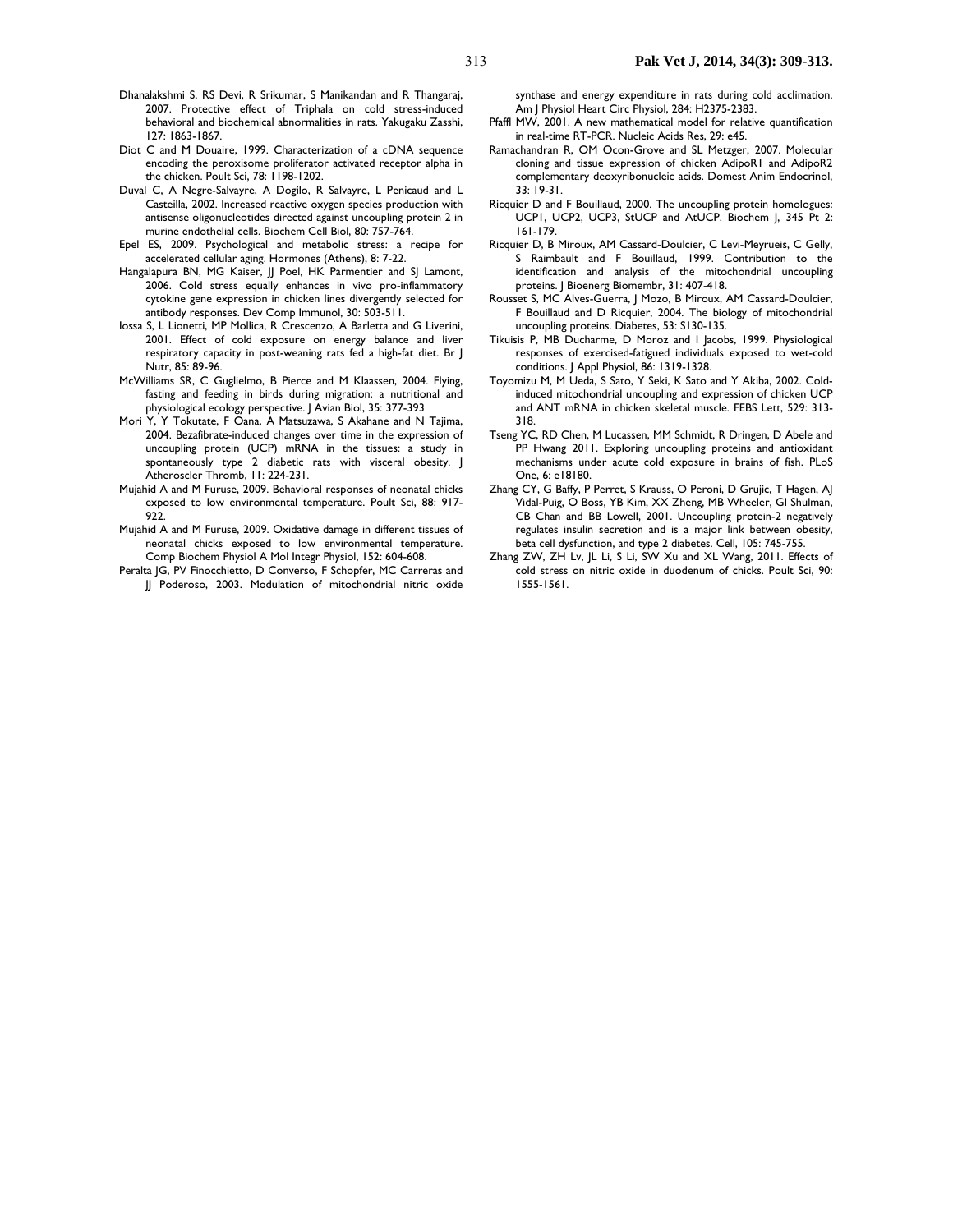Dhanalakshmi S, RS Devi, R Srikumar, S Manikandan and R Thangaraj, 2007. Protective effect of Triphala on cold stress-induced behavioral and biochemical abnormalities in rats. Yakugaku Zasshi, 127: 1863-1867.

Diot C and M Douaire, 1999. Characterization of a cDNA sequence encoding the peroxisome proliferator activated receptor alpha in the chicken. Poult Sci, 78: 1198-1202.

Duval C, A Negre-Salvayre, A Dogilo, R Salvayre, L Penicaud and L Casteilla, 2002. Increased reactive oxygen species production with antisense oligonucleotides directed against uncoupling protein 2 in murine endothelial cells. Biochem Cell Biol, 80: 757-764.

Epel ES, 2009. Psychological and metabolic stress: a recipe for accelerated cellular aging. Hormones (Athens), 8: 7-22.

Hangalapura BN, MG Kaiser, JJ Poel, HK Parmentier and SJ Lamont, 2006. Cold stress equally enhances in vivo pro-inflammatory cytokine gene expression in chicken lines divergently selected for antibody responses. Dev Comp Immunol, 30: 503-511.

Iossa S, L Lionetti, MP Mollica, R Crescenzo, A Barletta and G Liverini, 2001. Effect of cold exposure on energy balance and liver respiratory capacity in post-weaning rats fed a high-fat diet. Br J Nutr, 85: 89-96.

McWilliams SR, C Guglielmo, B Pierce and M Klaassen, 2004. Flying, fasting and feeding in birds during migration: a nutritional and physiological ecology perspective. J Avian Biol, 35: 377-393

Mori Y, Y Tokutate, F Oana, A Matsuzawa, S Akahane and N Tajima, 2004. Bezafibrate-induced changes over time in the expression of uncoupling protein (UCP) mRNA in the tissues: a study in spontaneously type 2 diabetic rats with visceral obesity. J Atheroscler Thromb, 11: 224-231.

Mujahid A and M Furuse, 2009. Behavioral responses of neonatal chicks exposed to low environmental temperature. Poult Sci, 88: 917-922.

Mujahid A and M Furuse, 2009. Oxidative damage in different tissues of neonatal chicks exposed to low environmental temperature. Comp Biochem Physiol A Mol Integr Physiol, 152: 604-608.

Peralta JG, PV Finocchietto, D Converso, F Schopfer, MC Carreras and JJ Poderoso, 2003. Modulation of mitochondrial nitric oxide synthase and energy expenditure in rats during cold acclimation. Am J Physiol Heart Circ Physiol, 284: H2375-2383.

Pfaffl MW, 2001. A new mathematical model for relative quantification in real-time RT-PCR. Nucleic Acids Res, 29: e45.

Ramachandran R, OM Ocon-Grove and SL Metzger, 2007. Molecular cloning and tissue expression of chicken AdipoR1 and AdipoR2 complementary deoxyribonucleic acids. Domest Anim Endocrinol, 33: 19-31.

Ricquier D and F Bouillaud, 2000. The uncoupling protein homologues: UCP1, UCP2, UCP3, StUCP and AtUCP. Biochem J, 345 Pt 2: 161-179.

Ricquier D, B Miroux, AM Cassard-Doulcier, C Levi-Meyrueis, C Gelly, S Raimbault and F Bouillaud, 1999. Contribution to the identification and analysis of the mitochondrial uncoupling proteins. J Bioenerg Biomembr, 31: 407-418.

Rousset S, MC Alves-Guerra, J Mozo, B Miroux, AM Cassard-Doulcier, F Bouillaud and D Ricquier, 2004. The biology of mitochondrial uncoupling proteins. Diabetes, 53: S130-135.

Tikuisis P, MB Ducharme, D Moroz and I Jacobs, 1999. Physiological responses of exercised-fatigued individuals exposed to wet-cold conditions. J Appl Physiol, 86: 1319-1328.

Toyomizu M, M Ueda, S Sato, Y Seki, K Sato and Y Akiba, 2002. Cold-induced mitochondrial uncoupling and expression of chicken UCP and ANT mRNA in chicken skeletal muscle. FEBS Lett, 529: 313-318.

Tseng YC, RD Chen, M Lucassen, MM Schmidt, R Dringen, D Abele and PP Hwang 2011. Exploring uncoupling proteins and antioxidant mechanisms under acute cold exposure in brains of fish. PLoS One, 6: e18180.

Zhang CY, G Baffy, P Perret, S Krauss, O Peroni, D Grujic, T Hagen, AJ Vidal-Puig, O Boss, YB Kim, XX Zheng, MB Wheeler, GI Shulman, CB Chan and BB Lowell, 2001. Uncoupling protein-2 negatively regulates insulin secretion and is a major link between obesity, beta cell dysfunction, and type 2 diabetes. Cell, 105: 745-755.

Zhang ZW, ZH Lv, JL Li, S Li, SW Xu and XL Wang, 2011. Effects of cold stress on nitric oxide in duodenum of chicks. Poult Sci, 90: 1555-1561.